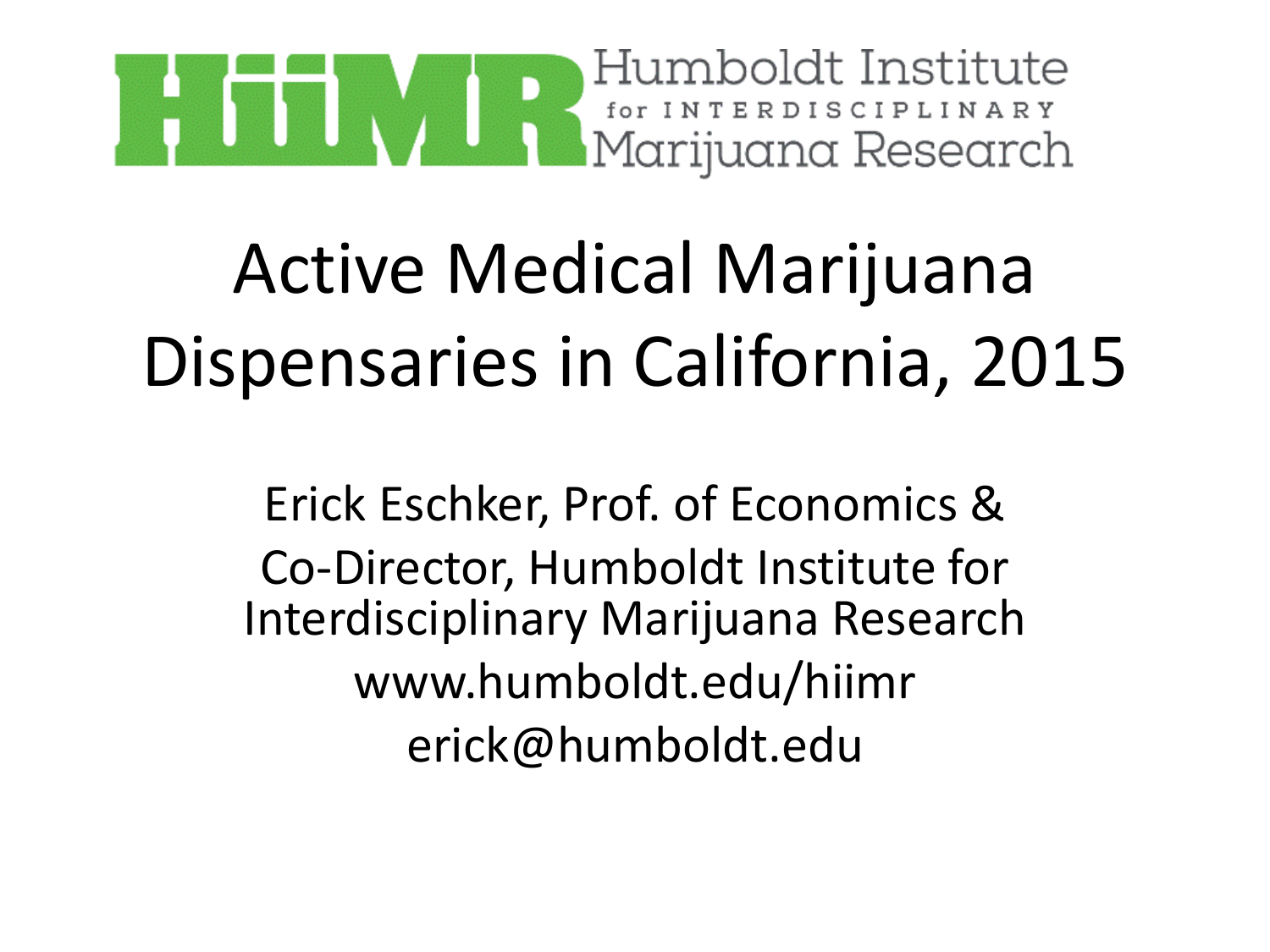HIIMR Humboldt Institute for INTERDISCIPLINARY Marijuana Research

# Active Medical Marijuana Dispensaries in California, 2015

Erick Eschker, Prof. of Economics &
Co-Director, Humboldt Institute for Interdisciplinary Marijuana Research
www.humboldt.edu/hiimr
erick@humboldt.edu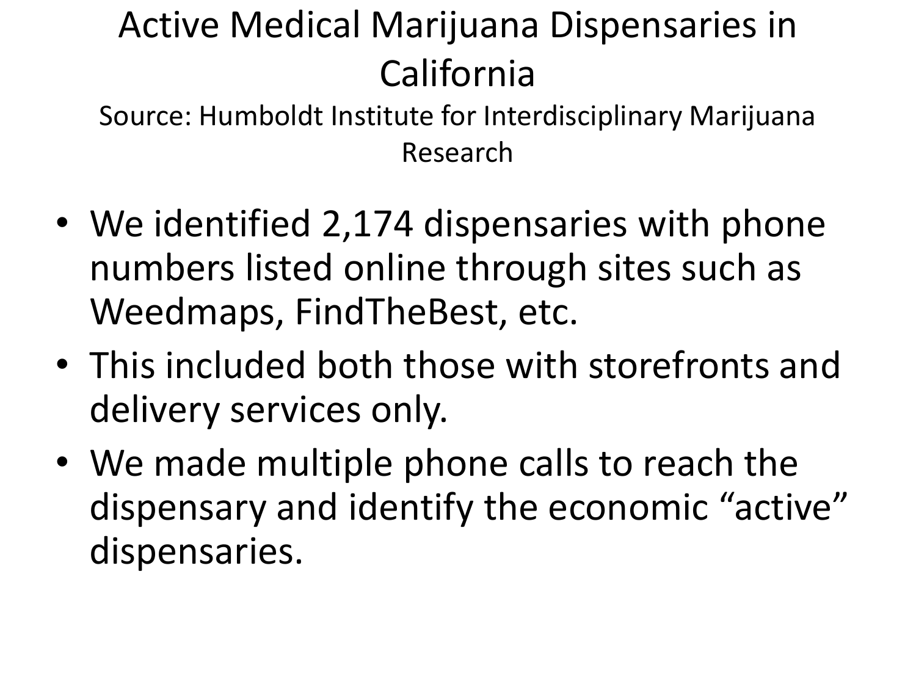# Active Medical Marijuana Dispensaries in California

Source: Humboldt Institute for Interdisciplinary Marijuana Research

- We identified 2,174 dispensaries with phone numbers listed online through sites such as Weedmaps, FindTheBest, etc.
- This included both those with storefronts and delivery services only.
- We made multiple phone calls to reach the dispensary and identify the economic “active” dispensaries.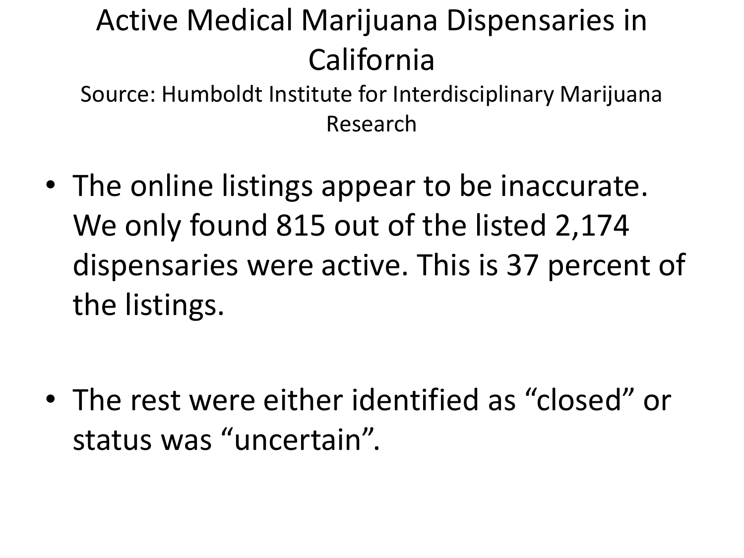# Active Medical Marijuana Dispensaries in California

Source: Humboldt Institute for Interdisciplinary Marijuana Research

- The online listings appear to be inaccurate. We only found 815 out of the listed 2,174 dispensaries were active. This is 37 percent of the listings.
- The rest were either identified as “closed” or status was “uncertain”.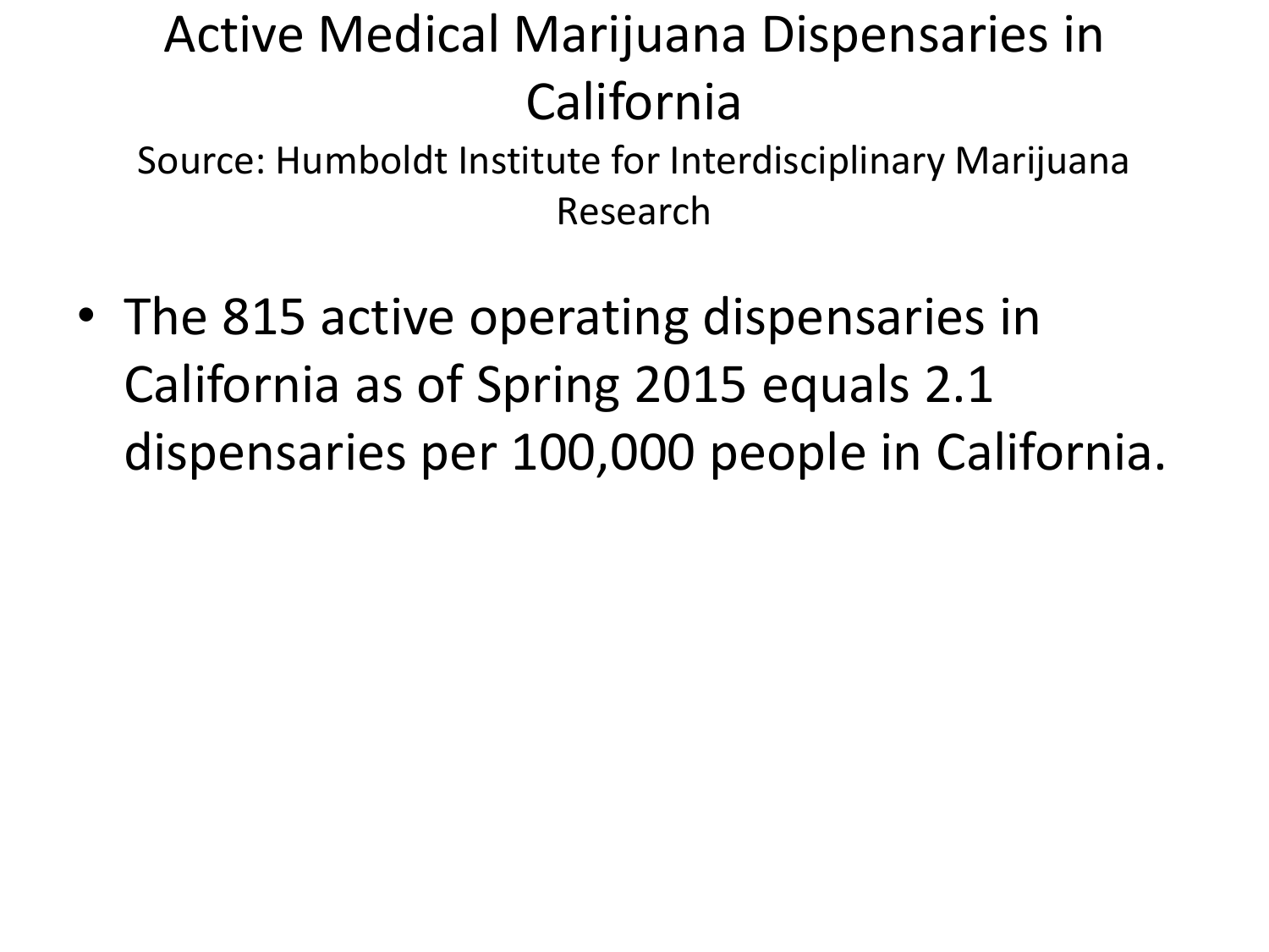# Active Medical Marijuana Dispensaries in California

Source: Humboldt Institute for Interdisciplinary Marijuana Research

- The 815 active operating dispensaries in California as of Spring 2015 equals 2.1 dispensaries per 100,000 people in California.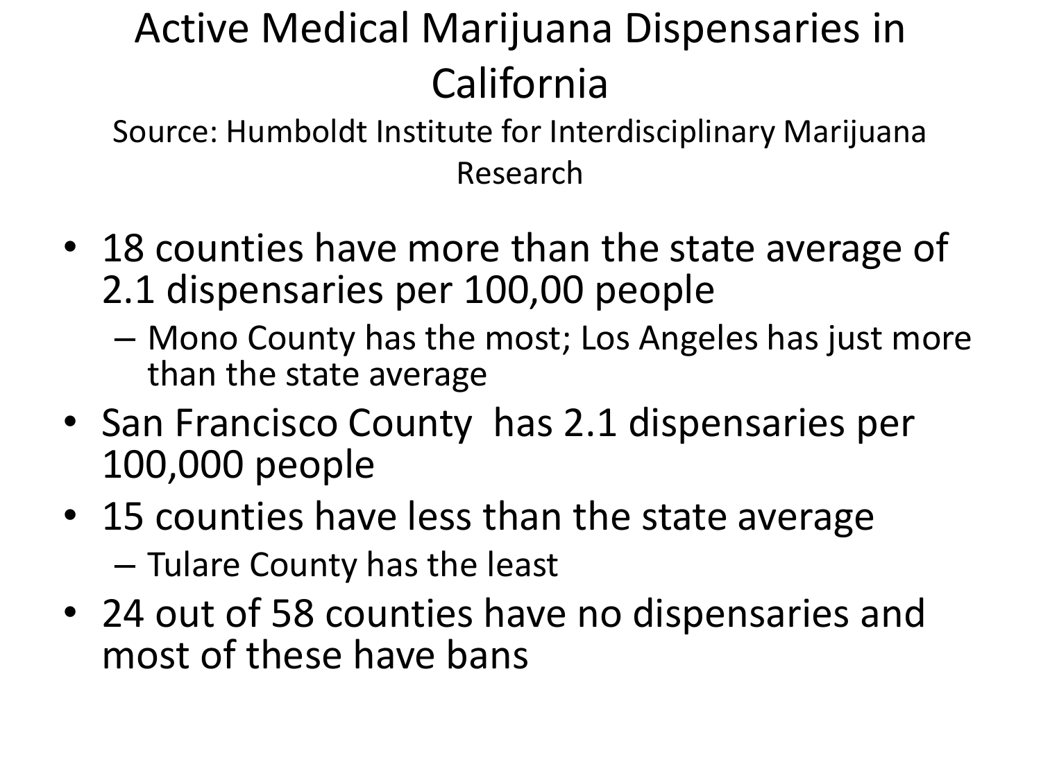# Active Medical Marijuana Dispensaries in California

Source: Humboldt Institute for Interdisciplinary Marijuana Research

- 18 counties have more than the state average of 2.1 dispensaries per 100,00 people
  - Mono County has the most; Los Angeles has just more than the state average
- San Francisco County has 2.1 dispensaries per 100,000 people
- 15 counties have less than the state average
  - Tulare County has the least
- 24 out of 58 counties have no dispensaries and most of these have bans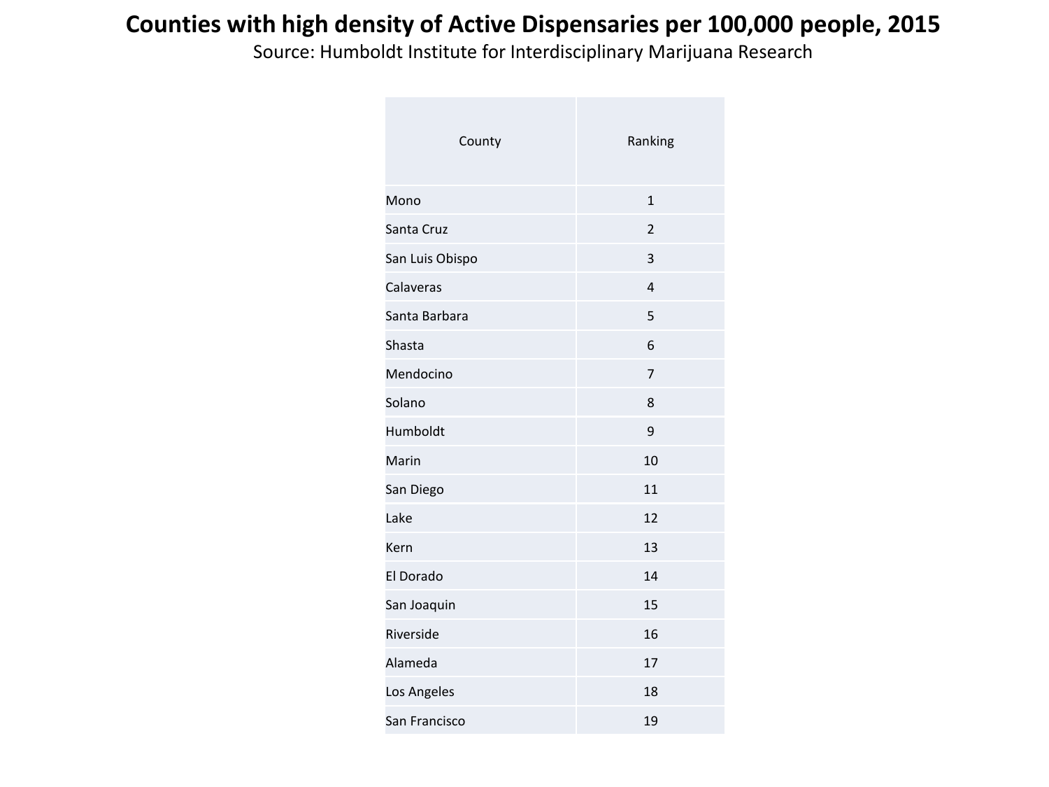# Counties with high density of Active Dispensaries per 100,000 people, 2015

Source: Humboldt Institute for Interdisciplinary Marijuana Research

| County | Ranking |
| --- | --- |
| Mono | 1 |
| Santa Cruz | 2 |
| San Luis Obispo | 3 |
| Calaveras | 4 |
| Santa Barbara | 5 |
| Shasta | 6 |
| Mendocino | 7 |
| Solano | 8 |
| Humboldt | 9 |
| Marin | 10 |
| San Diego | 11 |
| Lake | 12 |
| Kern | 13 |
| El Dorado | 14 |
| San Joaquin | 15 |
| Riverside | 16 |
| Alameda | 17 |
| Los Angeles | 18 |
| San Francisco | 19 |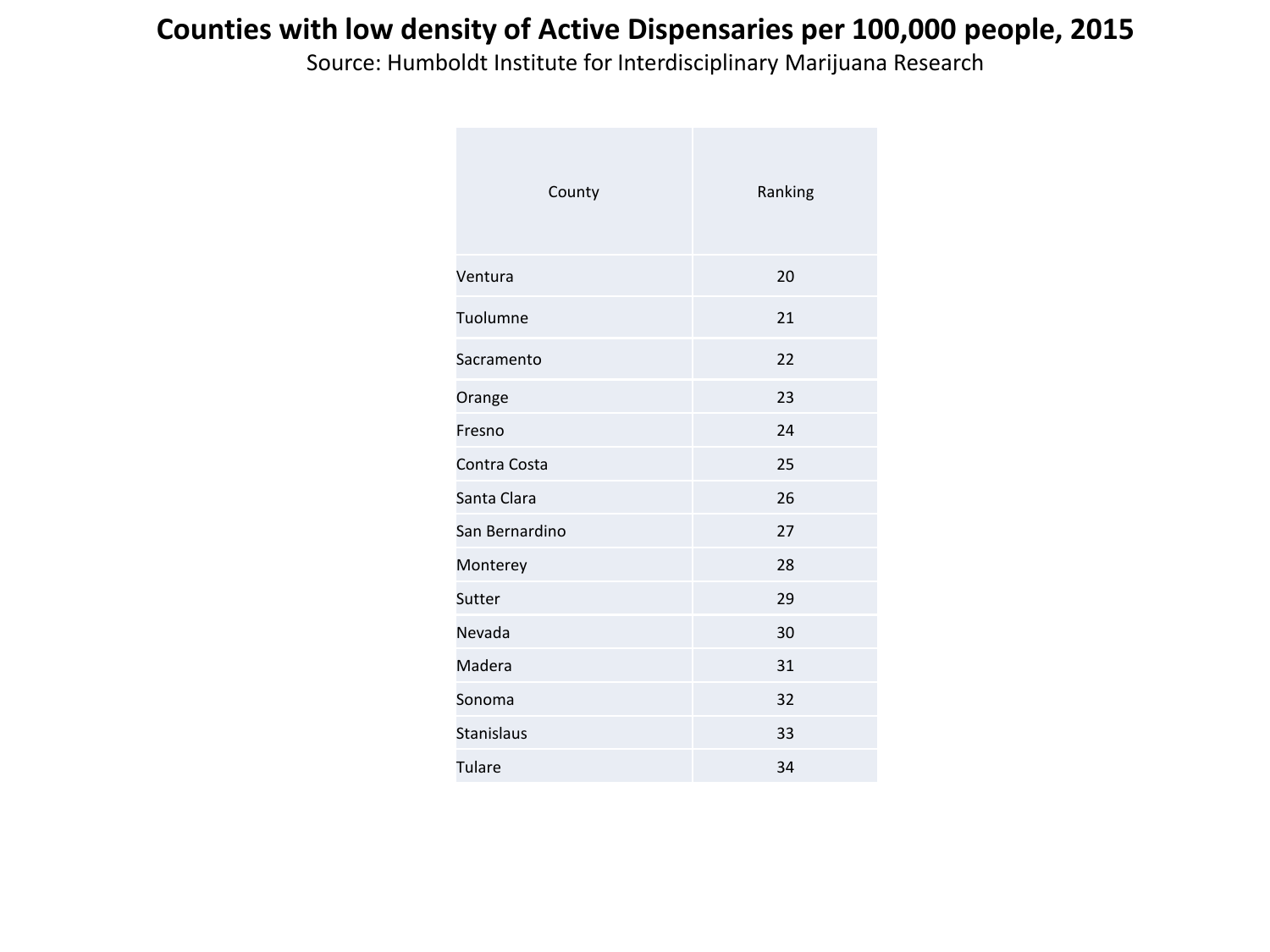# Counties with low density of Active Dispensaries per 100,000 people, 2015

Source: Humboldt Institute for Interdisciplinary Marijuana Research

| County | Ranking |
|---|---|
| Ventura | 20 |
| Tuolumne | 21 |
| Sacramento | 22 |
| Orange | 23 |
| Fresno | 24 |
| Contra Costa | 25 |
| Santa Clara | 26 |
| San Bernardino | 27 |
| Monterey | 28 |
| Sutter | 29 |
| Nevada | 30 |
| Madera | 31 |
| Sonoma | 32 |
| Stanislaus | 33 |
| Tulare | 34 |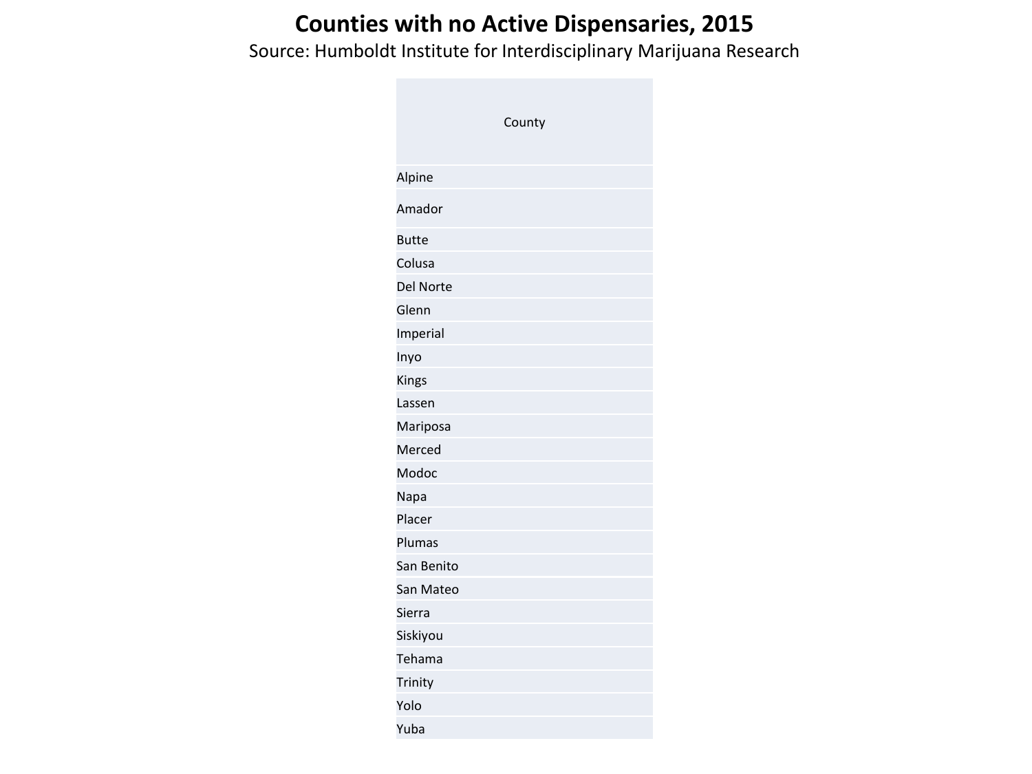# Counties with no Active Dispensaries, 2015

Source: Humboldt Institute for Interdisciplinary Marijuana Research

| County |
| --- |
| Alpine |
| Amador |
| Butte |
| Colusa |
| Del Norte |
| Glenn |
| Imperial |
| Inyo |
| Kings |
| Lassen |
| Mariposa |
| Merced |
| Modoc |
| Napa |
| Placer |
| Plumas |
| San Benito |
| San Mateo |
| Sierra |
| Siskiyou |
| Tehama |
| Trinity |
| Yolo |
| Yuba |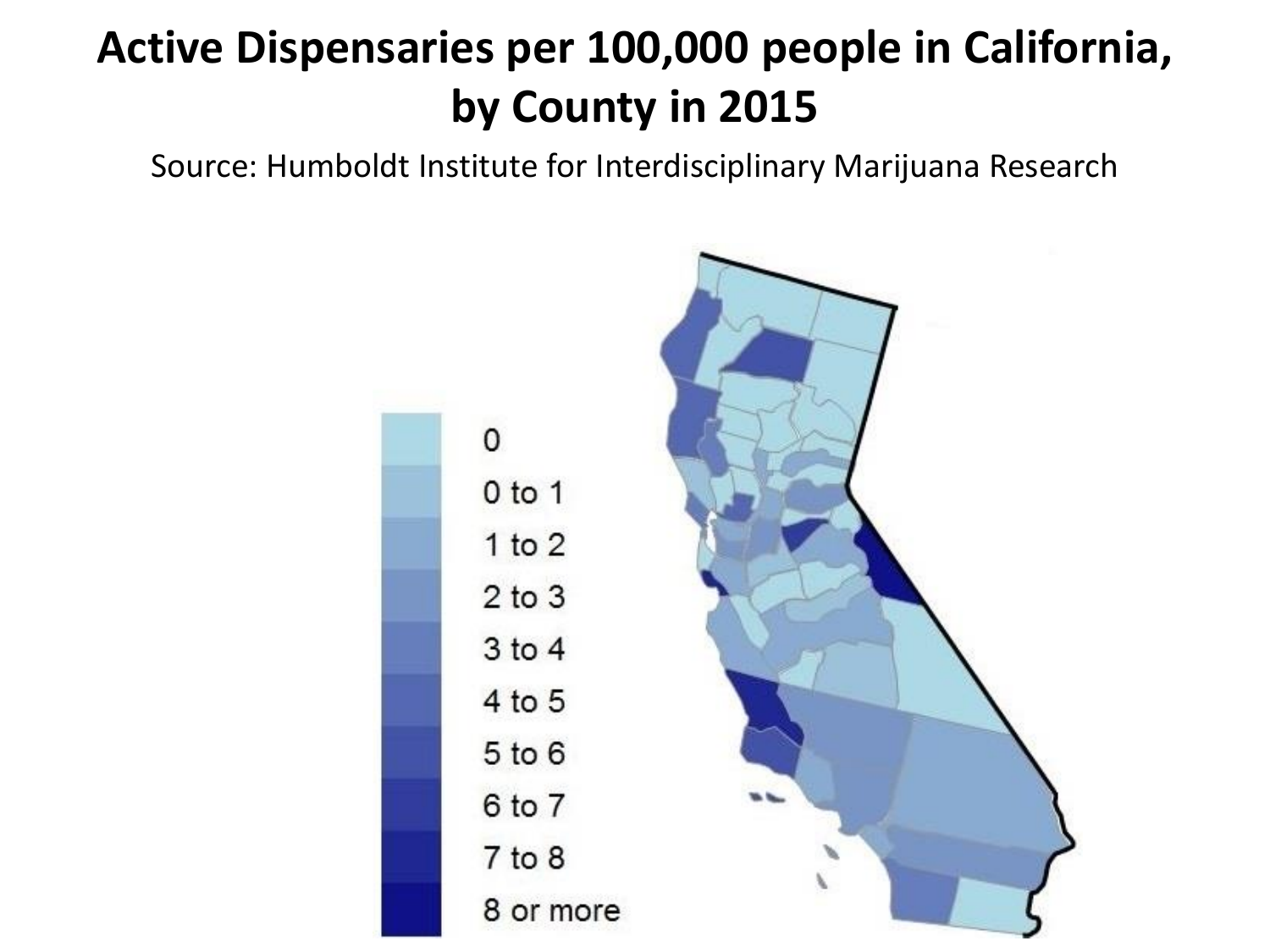# Active Dispensaries per 100,000 people in California, by County in 2015

Source: Humboldt Institute for Interdisciplinary Marijuana Research

0
0 to 1
1 to 2
2 to 3
3 to 4
4 to 5
5 to 6
6 to 7
7 to 8
8 or more